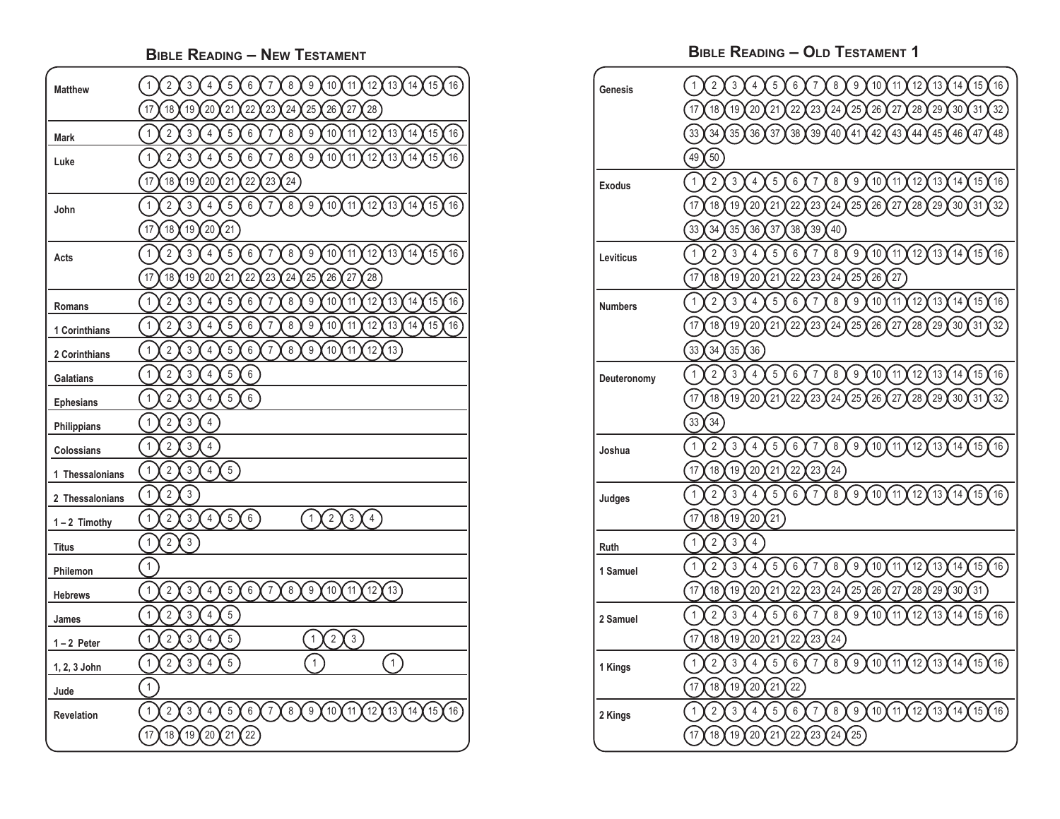## Bible Reading – New Testament

| Book | Chapters |
|---|---|
| Matthew | 1 2 3 4 5 6 7 8 9 10 11 12 13 14 15 16 17 18 19 20 21 22 23 24 25 26 27 28 |
| Mark | 1 2 3 4 5 6 7 8 9 10 11 12 13 14 15 16 |
| Luke | 1 2 3 4 5 6 7 8 9 10 11 12 13 14 15 16 17 18 19 20 21 22 23 24 |
| John | 1 2 3 4 5 6 7 8 9 10 11 12 13 14 15 16 17 18 19 20 21 |
| Acts | 1 2 3 4 5 6 7 8 9 10 11 12 13 14 15 16 17 18 19 20 21 22 23 24 25 26 27 28 |
| Romans | 1 2 3 4 5 6 7 8 9 10 11 12 13 14 15 16 |
| 1 Corinthians | 1 2 3 4 5 6 7 8 9 10 11 12 13 14 15 16 |
| 2 Corinthians | 1 2 3 4 5 6 7 8 9 10 11 12 13 |
| Galatians | 1 2 3 4 5 6 |
| Ephesians | 1 2 3 4 5 6 |
| Philippians | 1 2 3 4 |
| Colossians | 1 2 3 4 |
| 1 Thessalonians | 1 2 3 4 5 |
| 2 Thessalonians | 1 2 3 |
| 1 – 2 Timothy | 1 2 3 4 5 6 &nbsp;&nbsp; 1 2 3 4 |
| Titus | 1 2 3 |
| Philemon | 1 |
| Hebrews | 1 2 3 4 5 6 7 8 9 10 11 12 13 |
| James | 1 2 3 4 5 |
| 1 – 2 Peter | 1 2 3 4 5 &nbsp;&nbsp; 1 2 3 |
| 1, 2, 3 John | 1 2 3 4 5 &nbsp;&nbsp; 1 &nbsp;&nbsp; 1 |
| Jude | 1 |
| Revelation | 1 2 3 4 5 6 7 8 9 10 11 12 13 14 15 16 17 18 19 20 21 22 |

## Bible Reading – Old Testament 1

| Book | Chapters |
|---|---|
| Genesis | 1 2 3 4 5 6 7 8 9 10 11 12 13 14 15 16 17 18 19 20 21 22 23 24 25 26 27 28 29 30 31 32 33 34 35 36 37 38 39 40 41 42 43 44 45 46 47 48 49 50 |
| Exodus | 1 2 3 4 5 6 7 8 9 10 11 12 13 14 15 16 17 18 19 20 21 22 23 24 25 26 27 28 29 30 31 32 33 34 35 36 37 38 39 40 |
| Leviticus | 1 2 3 4 5 6 7 8 9 10 11 12 13 14 15 16 17 18 19 20 21 22 23 24 25 26 27 |
| Numbers | 1 2 3 4 5 6 7 8 9 10 11 12 13 14 15 16 17 18 19 20 21 22 23 24 25 26 27 28 29 30 31 32 33 34 35 36 |
| Deuteronomy | 1 2 3 4 5 6 7 8 9 10 11 12 13 14 15 16 17 18 19 20 21 22 23 24 25 26 27 28 29 30 31 32 33 34 |
| Joshua | 1 2 3 4 5 6 7 8 9 10 11 12 13 14 15 16 17 18 19 20 21 22 23 24 |
| Judges | 1 2 3 4 5 6 7 8 9 10 11 12 13 14 15 16 17 18 19 20 21 |
| Ruth | 1 2 3 4 |
| 1 Samuel | 1 2 3 4 5 6 7 8 9 10 11 12 13 14 15 16 17 18 19 20 21 22 23 24 25 26 27 28 29 30 31 |
| 2 Samuel | 1 2 3 4 5 6 7 8 9 10 11 12 13 14 15 16 17 18 19 20 21 22 23 24 |
| 1 Kings | 1 2 3 4 5 6 7 8 9 10 11 12 13 14 15 16 17 18 19 20 21 22 |
| 2 Kings | 1 2 3 4 5 6 7 8 9 10 11 12 13 14 15 16 17 18 19 20 21 22 23 24 25 |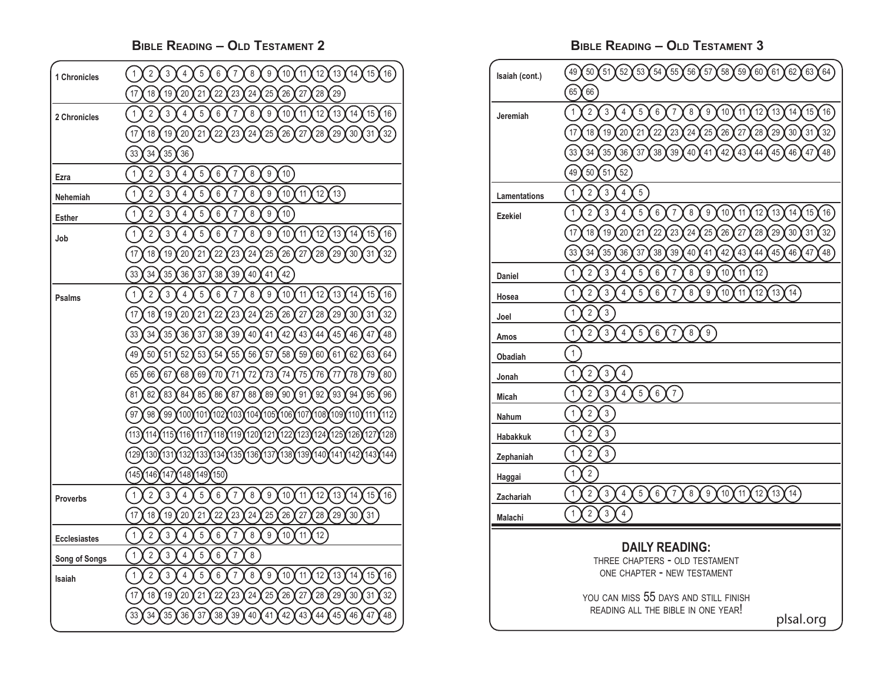## Bible Reading – Old Testament 2

| | |
|---|---|
| 1 Chronicles | 1 2 3 4 5 6 7 8 9 10 11 12 13 14 15 16 17 18 19 20 21 22 23 24 25 26 27 28 29 |
| 2 Chronicles | 1 2 3 4 5 6 7 8 9 10 11 12 13 14 15 16 17 18 19 20 21 22 23 24 25 26 27 28 29 30 31 32 33 34 35 36 |
| Ezra | 1 2 3 4 5 6 7 8 9 10 |
| Nehemiah | 1 2 3 4 5 6 7 8 9 10 11 12 13 |
| Esther | 1 2 3 4 5 6 7 8 9 10 |
| Job | 1 2 3 4 5 6 7 8 9 10 11 12 13 14 15 16 17 18 19 20 21 22 23 24 25 26 27 28 29 30 31 32 33 34 35 36 37 38 39 40 41 42 |
| Psalms | 1 2 3 4 5 6 7 8 9 10 11 12 13 14 15 16 17 18 19 20 21 22 23 24 25 26 27 28 29 30 31 32 33 34 35 36 37 38 39 40 41 42 43 44 45 46 47 48 49 50 51 52 53 54 55 56 57 58 59 60 61 62 63 64 65 66 67 68 69 70 71 72 73 74 75 76 77 78 79 80 81 82 83 84 85 86 87 88 89 90 91 92 93 94 95 96 97 98 99 100 101 102 103 104 105 106 107 108 109 110 111 112 113 114 115 116 117 118 119 120 121 122 123 124 125 126 127 128 129 130 131 132 133 134 135 136 137 138 139 140 141 142 143 144 145 146 147 148 149 150 |
| Proverbs | 1 2 3 4 5 6 7 8 9 10 11 12 13 14 15 16 17 18 19 20 21 22 23 24 25 26 27 28 29 30 31 |
| Ecclesiastes | 1 2 3 4 5 6 7 8 9 10 11 12 |
| Song of Songs | 1 2 3 4 5 6 7 8 |
| Isaiah | 1 2 3 4 5 6 7 8 9 10 11 12 13 14 15 16 17 18 19 20 21 22 23 24 25 26 27 28 29 30 31 32 33 34 35 36 37 38 39 40 41 42 43 44 45 46 47 48 |

## Bible Reading – Old Testament 3

| | |
|---|---|
| Isaiah (cont.) | 49 50 51 52 53 54 55 56 57 58 59 60 61 62 63 64 65 66 |
| Jeremiah | 1 2 3 4 5 6 7 8 9 10 11 12 13 14 15 16 17 18 19 20 21 22 23 24 25 26 27 28 29 30 31 32 33 34 35 36 37 38 39 40 41 42 43 44 45 46 47 48 49 50 51 52 |
| Lamentations | 1 2 3 4 5 |
| Ezekiel | 1 2 3 4 5 6 7 8 9 10 11 12 13 14 15 16 17 18 19 20 21 22 23 24 25 26 27 28 29 30 31 32 33 34 35 36 37 38 39 40 41 42 43 44 45 46 47 48 |
| Daniel | 1 2 3 4 5 6 7 8 9 10 11 12 |
| Hosea | 1 2 3 4 5 6 7 8 9 10 11 12 13 14 |
| Joel | 1 2 3 |
| Amos | 1 2 3 4 5 6 7 8 9 |
| Obadiah | 1 |
| Jonah | 1 2 3 4 |
| Micah | 1 2 3 4 5 6 7 |
| Nahum | 1 2 3 |
| Habakkuk | 1 2 3 |
| Zephaniah | 1 2 3 |
| Haggai | 1 2 |
| Zachariah | 1 2 3 4 5 6 7 8 9 10 11 12 13 14 |
| Malachi | 1 2 3 4 |

**DAILY READING:**

THREE CHAPTERS - OLD TESTAMENT

ONE CHAPTER - NEW TESTAMENT

YOU CAN MISS 55 DAYS AND STILL FINISH READING ALL THE BIBLE IN ONE YEAR!

plsal.org